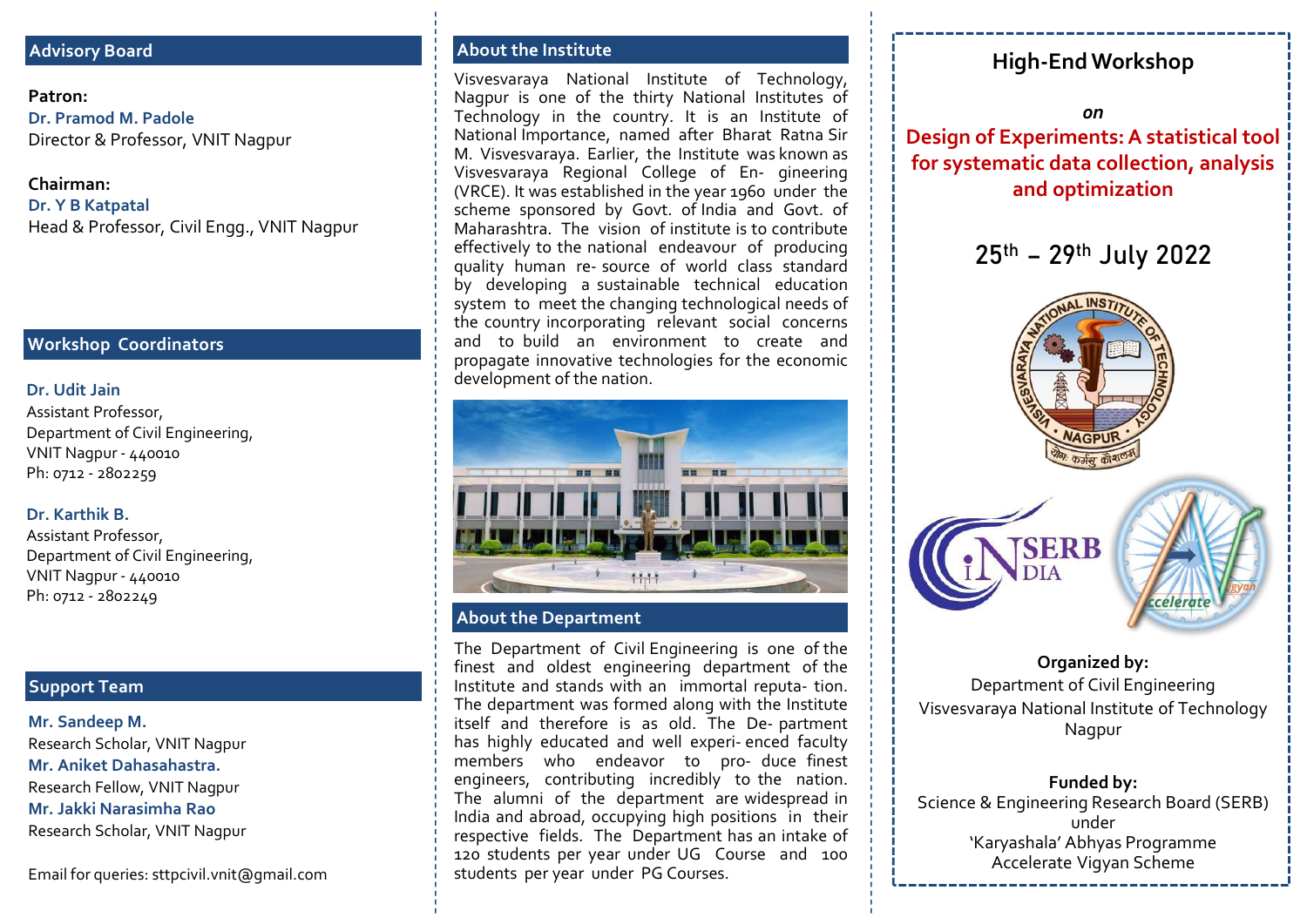## Advisory Board

**Patron:**
**Dr. Pramod M. Padole**
Director & Professor, VNIT Nagpur

**Chairman:**
**Dr. Y B Katpatal**
Head & Professor, Civil Engg., VNIT Nagpur

## Workshop Coordinators

**Dr. Udit Jain**
Assistant Professor,
Department of Civil Engineering,
VNIT Nagpur - 440010
Ph: 0712 - 2802259

**Dr. Karthik B.**
Assistant Professor,
Department of Civil Engineering,
VNIT Nagpur - 440010
Ph: 0712 - 2802249

## Support Team

**Mr. Sandeep M.**
Research Scholar, VNIT Nagpur
**Mr. Aniket Dahasahastra.**
Research Fellow, VNIT Nagpur
**Mr. Jakki Narasimha Rao**
Research Scholar, VNIT Nagpur

Email for queries: sttpcivil.vnit@gmail.com

## About the Institute

Visvesvaraya National Institute of Technology, Nagpur is one of the thirty National Institutes of Technology in the country. It is an Institute of National Importance, named after Bharat Ratna Sir M. Visvesvaraya. Earlier, the Institute was known as Visvesvaraya Regional College of En- gineering (VRCE). It was established in the year 1960 under the scheme sponsored by Govt. of India and Govt. of Maharashtra. The vision of institute is to contribute effectively to the national endeavour of producing quality human re- source of world class standard by developing a sustainable technical education system to meet the changing technological needs of the country incorporating relevant social concerns and to build an environment to create and propagate innovative technologies for the economic development of the nation.

## About the Department

The Department of Civil Engineering is one of the finest and oldest engineering department of the Institute and stands with an immortal reputa- tion. The department was formed along with the Institute itself and therefore is as old. The De- partment has highly educated and well experi- enced faculty members who endeavour to pro- duce finest engineers, contributing incredibly to the nation. The alumni of the department are widespread in India and abroad, occupying high positions in their respective fields. The Department has an intake of 120 students per year under UG Course and 100 students per year under PG Courses.

# High-End Workshop

*on*

## Design of Experiments: A statistical tool for systematic data collection, analysis and optimization

### 25th – 29th July 2022

**Organized by:**
Department of Civil Engineering
Visvesvaraya National Institute of Technology
Nagpur

**Funded by:**
Science & Engineering Research Board (SERB)
under
'Karyashala' Abhyas Programme
Accelerate Vigyan Scheme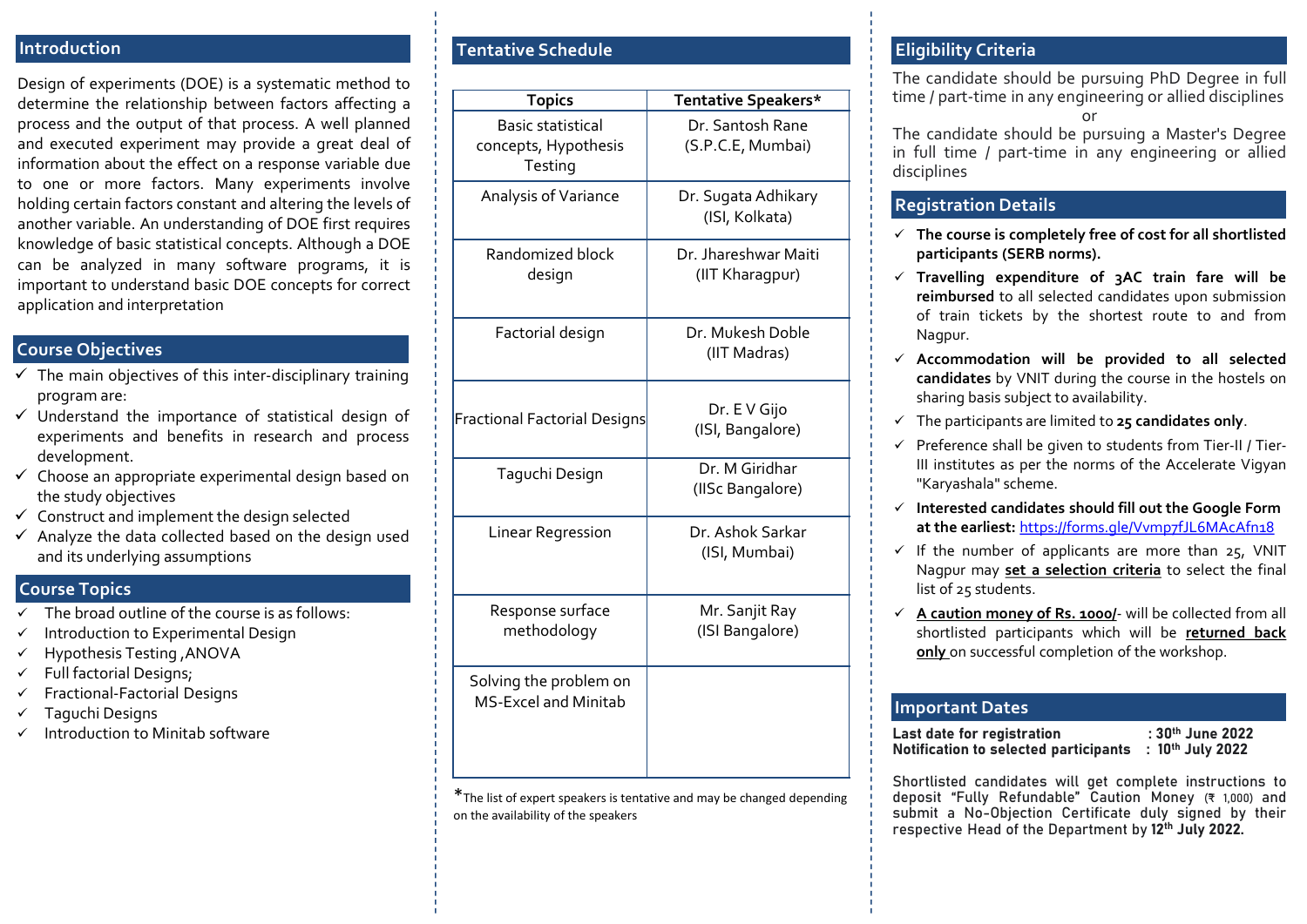## Introduction

Design of experiments (DOE) is a systematic method to determine the relationship between factors affecting a process and the output of that process. A well planned and executed experiment may provide a great deal of information about the effect on a response variable due to one or more factors. Many experiments involve holding certain factors constant and altering the levels of another variable. An understanding of DOE first requires knowledge of basic statistical concepts. Although a DOE can be analyzed in many software programs, it is important to understand basic DOE concepts for correct application and interpretation

## Course Objectives

- ✓ The main objectives of this inter-disciplinary training program are:
- ✓ Understand the importance of statistical design of experiments and benefits in research and process development.
- ✓ Choose an appropriate experimental design based on the study objectives
- ✓ Construct and implement the design selected
- ✓ Analyze the data collected based on the design used and its underlying assumptions

## Course Topics

- ✓ The broad outline of the course is as follows:
- ✓ Introduction to Experimental Design
- ✓ Hypothesis Testing ,ANOVA
- ✓ Full factorial Designs;
- ✓ Fractional-Factorial Designs
- ✓ Taguchi Designs
- ✓ Introduction to Minitab software

## Tentative Schedule

| Topics | Tentative Speakers* |
|---|---|
| Basic statistical concepts, Hypothesis Testing | Dr. Santosh Rane (S.P.C.E, Mumbai) |
| Analysis of Variance | Dr. Sugata Adhikary (ISI, Kolkata) |
| Randomized block design | Dr. Jhareshwar Maiti (IIT Kharagpur) |
| Factorial design | Dr. Mukesh Doble (IIT Madras) |
| Fractional Factorial Designs | Dr. E V Gijo (ISI, Bangalore) |
| Taguchi Design | Dr. M Giridhar (IISc Bangalore) |
| Linear Regression | Dr. Ashok Sarkar (ISI, Mumbai) |
| Response surface methodology | Mr. Sanjit Ray (ISI Bangalore) |
| Solving the problem on MS-Excel and Minitab | |

*The list of expert speakers is tentative and may be changed depending on the availability of the speakers

## Eligibility Criteria

The candidate should be pursuing PhD Degree in full time / part-time in any engineering or allied disciplines

or

The candidate should be pursuing a Master's Degree in full time / part-time in any engineering or allied disciplines

## Registration Details

- ✓ **The course is completely free of cost for all shortlisted participants (SERB norms).**
- ✓ **Travelling expenditure of 3AC train fare will be reimbursed** to all selected candidates upon submission of train tickets by the shortest route to and from Nagpur.
- ✓ **Accommodation will be provided to all selected candidates** by VNIT during the course in the hostels on sharing basis subject to availability.
- ✓ The participants are limited to **25 candidates only**.
- ✓ Preference shall be given to students from Tier-II / Tier-III institutes as per the norms of the Accelerate Vigyan "Karyashala" scheme.
- ✓ **Interested candidates should fill out the Google Form at the earliest:** https://forms.gle/Vvmp7fJL6MAcAfn18
- ✓ If the number of applicants are more than 25, VNIT Nagpur may **set a selection criteria** to select the final list of 25 students.
- ✓ **A caution money of Rs. 1000/**- will be collected from all shortlisted participants which will be **returned back only** on successful completion of the workshop.

## Important Dates

**Last date for registration : 30th June 2022**
**Notification to selected participants : 10th July 2022**

Shortlisted candidates will get complete instructions to deposit "Fully Refundable" Caution Money (₹ 1,000) and submit a No-Objection Certificate duly signed by their respective Head of the Department by **12th July 2022.**